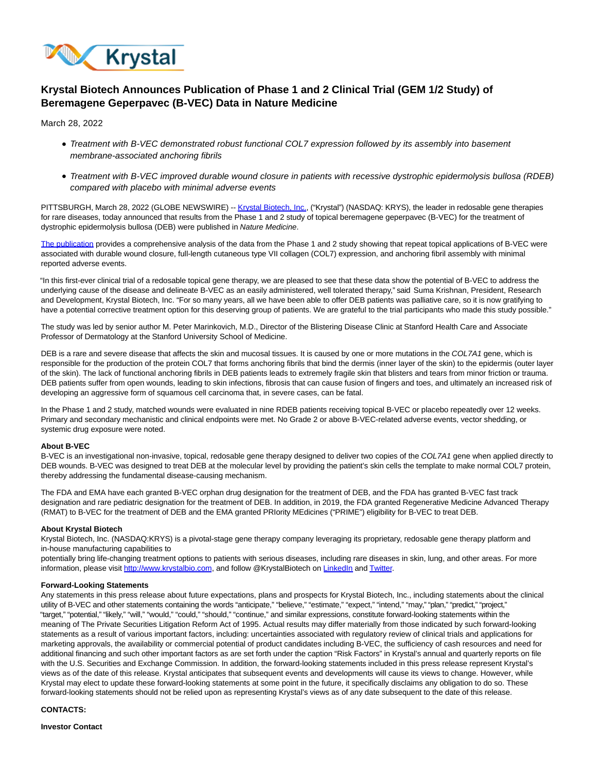# Krystal Biotech Announces Publication of Phase 1 and 2 Clinical Trial (GEM 1/2 Study) of Beremagene Geperpavec (B-VEC) Data in Nature Medicine

March 28, 2022

- *Treatment with B-VEC demonstrated robust functional COL7 expression followed by its assembly into basement membrane-associated anchoring fibrils*
- *Treatment with B-VEC improved durable wound closure in patients with recessive dystrophic epidermolysis bullosa (RDEB) compared with placebo with minimal adverse events*

PITTSBURGH, March 28, 2022 (GLOBE NEWSWIRE) -- Krystal Biotech, Inc., ("Krystal") (NASDAQ: KRYS), the leader in redosable gene therapies for rare diseases, today announced that results from the Phase 1 and 2 study of topical beremagene geperpavec (B-VEC) for the treatment of dystrophic epidermolysis bullosa (DEB) were published in *Nature Medicine*.

The publication provides a comprehensive analysis of the data from the Phase 1 and 2 study showing that repeat topical applications of B-VEC were associated with durable wound closure, full-length cutaneous type VII collagen (COL7) expression, and anchoring fibril assembly with minimal reported adverse events.

"In this first-ever clinical trial of a redosable topical gene therapy, we are pleased to see that these data show the potential of B-VEC to address the underlying cause of the disease and delineate B-VEC as an easily administered, well tolerated therapy," said Suma Krishnan, President, Research and Development, Krystal Biotech, Inc. "For so many years, all we have been able to offer DEB patients was palliative care, so it is now gratifying to have a potential corrective treatment option for this deserving group of patients. We are grateful to the trial participants who made this study possible."

The study was led by senior author M. Peter Marinkovich, M.D., Director of the Blistering Disease Clinic at Stanford Health Care and Associate Professor of Dermatology at the Stanford University School of Medicine.

DEB is a rare and severe disease that affects the skin and mucosal tissues. It is caused by one or more mutations in the *COL7A1* gene, which is responsible for the production of the protein COL7 that forms anchoring fibrils that bind the dermis (inner layer of the skin) to the epidermis (outer layer of the skin). The lack of functional anchoring fibrils in DEB patients leads to extremely fragile skin that blisters and tears from minor friction or trauma. DEB patients suffer from open wounds, leading to skin infections, fibrosis that can cause fusion of fingers and toes, and ultimately an increased risk of developing an aggressive form of squamous cell carcinoma that, in severe cases, can be fatal.

In the Phase 1 and 2 study, matched wounds were evaluated in nine RDEB patients receiving topical B-VEC or placebo repeatedly over 12 weeks. Primary and secondary mechanistic and clinical endpoints were met. No Grade 2 or above B-VEC-related adverse events, vector shedding, or systemic drug exposure were noted.

**About B-VEC**
B-VEC is an investigational non-invasive, topical, redosable gene therapy designed to deliver two copies of the *COL7A1* gene when applied directly to DEB wounds. B-VEC was designed to treat DEB at the molecular level by providing the patient's skin cells the template to make normal COL7 protein, thereby addressing the fundamental disease-causing mechanism.

The FDA and EMA have each granted B-VEC orphan drug designation for the treatment of DEB, and the FDA has granted B-VEC fast track designation and rare pediatric designation for the treatment of DEB. In addition, in 2019, the FDA granted Regenerative Medicine Advanced Therapy (RMAT) to B-VEC for the treatment of DEB and the EMA granted PRIority MEdicines ("PRIME") eligibility for B-VEC to treat DEB.

**About Krystal Biotech**
Krystal Biotech, Inc. (NASDAQ:KRYS) is a pivotal-stage gene therapy company leveraging its proprietary, redosable gene therapy platform and in-house manufacturing capabilities to
potentially bring life-changing treatment options to patients with serious diseases, including rare diseases in skin, lung, and other areas. For more information, please visit http://www.krystalbio.com, and follow @KrystalBiotech on LinkedIn and Twitter.

**Forward-Looking Statements**
Any statements in this press release about future expectations, plans and prospects for Krystal Biotech, Inc., including statements about the clinical utility of B-VEC and other statements containing the words "anticipate," "believe," "estimate," "expect," "intend," "may," "plan," "predict," "project," "target," "potential," "likely," "will," "would," "could," "should," "continue," and similar expressions, constitute forward-looking statements within the meaning of The Private Securities Litigation Reform Act of 1995. Actual results may differ materially from those indicated by such forward-looking statements as a result of various important factors, including: uncertainties associated with regulatory review of clinical trials and applications for marketing approvals, the availability or commercial potential of product candidates including B-VEC, the sufficiency of cash resources and need for additional financing and such other important factors as are set forth under the caption "Risk Factors" in Krystal's annual and quarterly reports on file with the U.S. Securities and Exchange Commission. In addition, the forward-looking statements included in this press release represent Krystal's views as of the date of this release. Krystal anticipates that subsequent events and developments will cause its views to change. However, while Krystal may elect to update these forward-looking statements at some point in the future, it specifically disclaims any obligation to do so. These forward-looking statements should not be relied upon as representing Krystal's views as of any date subsequent to the date of this release.

**CONTACTS:**

**Investor Contact**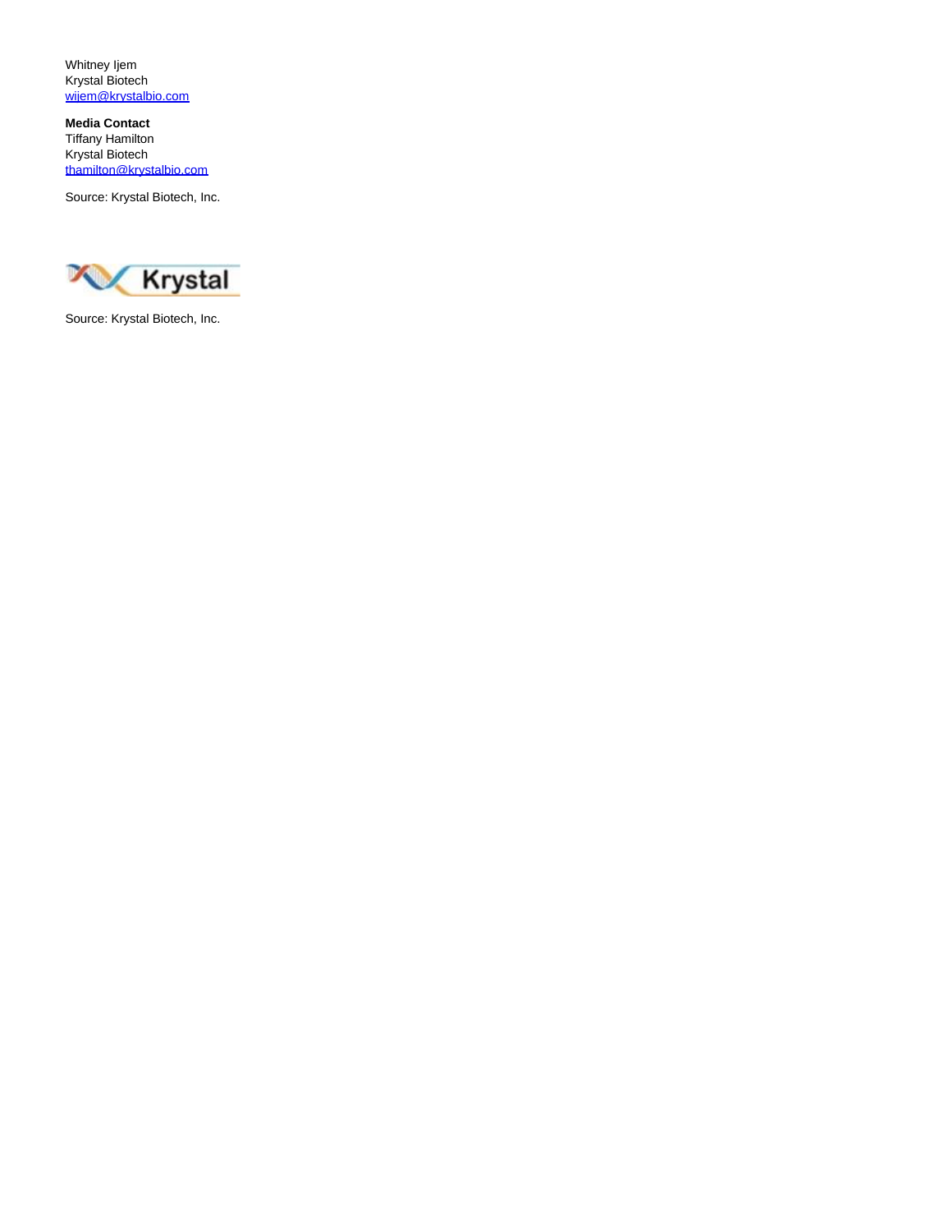Whitney Ijem
Krystal Biotech
wijem@krystalbio.com

**Media Contact**
Tiffany Hamilton
Krystal Biotech
thamilton@krystalbio.com

Source: Krystal Biotech, Inc.

Source: Krystal Biotech, Inc.